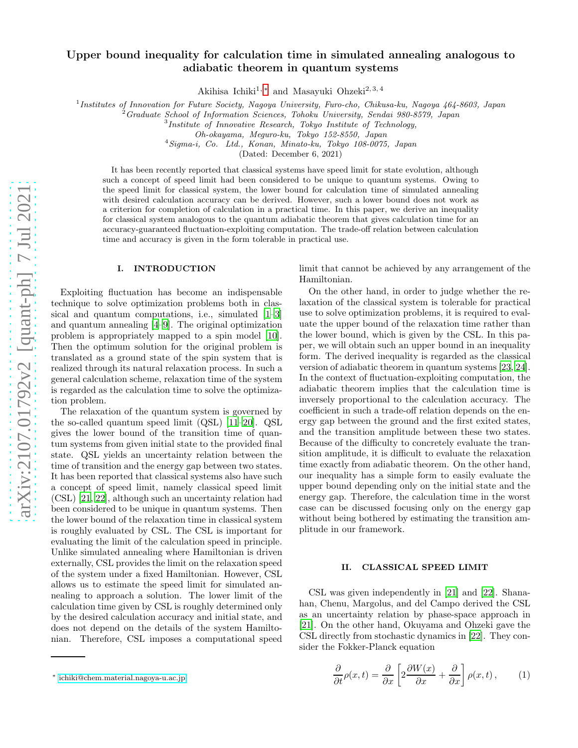# Upper bound inequality for calculation time in simulated annealing analogous to adiabatic theorem in quantum systems

Akihisa Ichiki[1,*] and Masayuki Ohzeki[2,3,4]

[1] *Institutes of Innovation for Future Society, Nagoya University, Furo-cho, Chikusa-ku, Nagoya 464-8603, Japan*
[2] *Graduate School of Information Sciences, Tohoku University, Sendai 980-8579, Japan*
[3] *Institute of Innovative Research, Tokyo Institute of Technology, Oh-okayama, Meguro-ku, Tokyo 152-8550, Japan*
[4] *Sigma-i, Co. Ltd., Konan, Minato-ku, Tokyo 108-0075, Japan*

(Dated: December 6, 2021)

It has been recently reported that classical systems have speed limit for state evolution, although such a concept of speed limit had been considered to be unique to quantum systems. Owing to the speed limit for classical system, the lower bound for calculation time of simulated annealing with desired calculation accuracy can be derived. However, such a lower bound does not work as a criterion for completion of calculation in a practical time. In this paper, we derive an inequality for classical system analogous to the quantum adiabatic theorem that gives calculation time for an accuracy-guaranteed fluctuation-exploiting computation. The trade-off relation between calculation time and accuracy is given in the form tolerable in practical use.

## I. INTRODUCTION

Exploiting fluctuation has become an indispensable technique to solve optimization problems both in classical and quantum computations, i.e., simulated [1–3] and quantum annealing [4–9]. The original optimization problem is appropriately mapped to a spin model [10]. Then the optimum solution for the original problem is translated as a ground state of the spin system that is realized through its natural relaxation process. In such a general calculation scheme, relaxation time of the system is regarded as the calculation time to solve the optimization problem.

The relaxation of the quantum system is governed by the so-called quantum speed limit (QSL) [11–20]. QSL gives the lower bound of the transition time of quantum systems from given initial state to the provided final state. QSL yields an uncertainty relation between the time of transition and the energy gap between two states. It has been reported that classical systems also have such a concept of speed limit, namely classical speed limit (CSL) [21, 22], although such an uncertainty relation had been considered to be unique in quantum systems. Then the lower bound of the relaxation time in classical system is roughly evaluated by CSL. The CSL is important for evaluating the limit of the calculation speed in principle. Unlike simulated annealing where Hamiltonian is driven externally, CSL provides the limit on the relaxation speed of the system under a fixed Hamiltonian. However, CSL allows us to estimate the speed limit for simulated annealing to approach a solution. The lower limit of the calculation time given by CSL is roughly determined only by the desired calculation accuracy and initial state, and does not depend on the details of the system Hamiltonian. Therefore, CSL imposes a computational speed limit that cannot be achieved by any arrangement of the Hamiltonian.

On the other hand, in order to judge whether the relaxation of the classical system is tolerable for practical use to solve optimization problems, it is required to evaluate the upper bound of the relaxation time rather than the lower bound, which is given by the CSL. In this paper, we will obtain such an upper bound in an inequality form. The derived inequality is regarded as the classical version of adiabatic theorem in quantum systems [23, 24]. In the context of fluctuation-exploiting computation, the adiabatic theorem implies that the calculation time is inversely proportional to the calculation accuracy. The coefficient in such a trade-off relation depends on the energy gap between the ground and the first exited states, and the transition amplitude between these two states. Because of the difficulty to concretely evaluate the transition amplitude, it is difficult to evaluate the relaxation time exactly from adiabatic theorem. On the other hand, our inequality has a simple form to easily evaluate the upper bound depending only on the initial state and the energy gap. Therefore, the calculation time in the worst case can be discussed focusing only on the energy gap without being bothered by estimating the transition amplitude in our framework.

## II. CLASSICAL SPEED LIMIT

CSL was given independently in [21] and [22]. Shanahan, Chenu, Margolus, and del Campo derived the CSL as an uncertainty relation by phase-space approach in [21]. On the other hand, Okuyama and Ohzeki gave the CSL directly from stochastic dynamics in [22]. They consider the Fokker-Planck equation

$$\frac{\partial}{\partial t}\rho(x,t) = \frac{\partial}{\partial x}\left[2\frac{\partial W(x)}{\partial x} + \frac{\partial}{\partial x}\right]\rho(x,t)\,, \tag{1}$$

* ichiki@chem.material.nagoya-u.ac.jp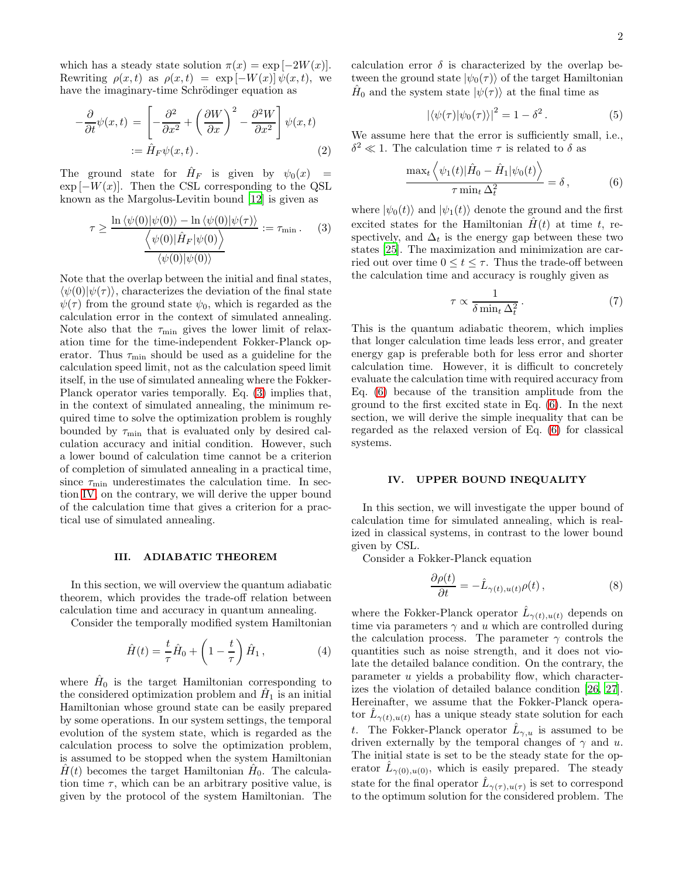which has a steady state solution $\pi(x) = \exp[-2W(x)]$. Rewriting $\rho(x,t)$ as $\rho(x,t) = \exp[-W(x)]\,\psi(x,t)$, we have the imaginary-time Schrödinger equation as

$$
\begin{aligned}
-\frac{\partial}{\partial t}\psi(x,t) &= \left[-\frac{\partial^2}{\partial x^2} + \left(\frac{\partial W}{\partial x}\right)^2 - \frac{\partial^2 W}{\partial x^2}\right]\psi(x,t) \\
&:= \hat{H}_F \psi(x,t)\,.
\end{aligned} \tag{2}
$$

The ground state for $\hat{H}_F$ is given by $\psi_0(x) = \exp[-W(x)]$. Then the CSL corresponding to the QSL known as the Margolus-Levitin bound [12] is given as

$$
\tau \geq \frac{\ln\langle\psi(0)|\psi(0)\rangle - \ln\langle\psi(0)|\psi(\tau)\rangle}{\dfrac{\left\langle\psi(0)|\hat{H}_F|\psi(0)\right\rangle}{\langle\psi(0)|\psi(0)\rangle}} := \tau_{\min}\,. \tag{3}
$$

Note that the overlap between the initial and final states, $\langle\psi(0)|\psi(\tau)\rangle$, characterizes the deviation of the final state $\psi(\tau)$ from the ground state $\psi_0$, which is regarded as the calculation error in the context of simulated annealing. Note also that the $\tau_{\min}$ gives the lower limit of relaxation time for the time-independent Fokker-Planck operator. Thus $\tau_{\min}$ should be used as a guideline for the calculation speed limit, not as the calculation speed limit itself, in the use of simulated annealing where the Fokker-Planck operator varies temporally. Eq. (3) implies that, in the context of simulated annealing, the minimum required time to solve the optimization problem is roughly bounded by $\tau_{\min}$ that is evaluated only by desired calculation accuracy and initial condition. However, such a lower bound of calculation time cannot be a criterion of completion of simulated annealing in a practical time, since $\tau_{\min}$ underestimates the calculation time. In section IV, on the contrary, we will derive the upper bound of the calculation time that gives a criterion for a practical use of simulated annealing.

## III. ADIABATIC THEOREM

In this section, we will overview the quantum adiabatic theorem, which provides the trade-off relation between calculation time and accuracy in quantum annealing.

Consider the temporally modified system Hamiltonian

$$
\hat{H}(t) = \frac{t}{\tau}\hat{H}_0 + \left(1 - \frac{t}{\tau}\right)\hat{H}_1\,, \tag{4}
$$

where $\hat{H}_0$ is the target Hamiltonian corresponding to the considered optimization problem and $\hat{H}_1$ is an initial Hamiltonian whose ground state can be easily prepared by some operations. In our system settings, the temporal evolution of the system state, which is regarded as the calculation process to solve the optimization problem, is assumed to be stopped when the system Hamiltonian $\hat{H}(t)$ becomes the target Hamiltonian $\hat{H}_0$. The calculation time $\tau$, which can be an arbitrary positive value, is given by the protocol of the system Hamiltonian. The calculation error $\delta$ is characterized by the overlap between the ground state $|\psi_0(\tau)\rangle$ of the target Hamiltonian $\hat{H}_0$ and the system state $|\psi(\tau)\rangle$ at the final time as

$$
|\langle\psi(\tau)|\psi_0(\tau)\rangle|^2 = 1 - \delta^2\,. \tag{5}
$$

We assume here that the error is sufficiently small, i.e., $\delta^2 \ll 1$. The calculation time $\tau$ is related to $\delta$ as

$$
\frac{\max_t \left\langle\psi_1(t)|\hat{H}_0 - \hat{H}_1|\psi_0(t)\right\rangle}{\tau \min_t \Delta_t^2} = \delta\,, \tag{6}
$$

where $|\psi_0(t)\rangle$ and $|\psi_1(t)\rangle$ denote the ground and the first excited states for the Hamiltonian $\hat{H}(t)$ at time $t$, respectively, and $\Delta_t$ is the energy gap between these two states [25]. The maximization and minimization are carried out over time $0 \leq t \leq \tau$. Thus the trade-off between the calculation time and accuracy is roughly given as

$$
\tau \propto \frac{1}{\delta \min_t \Delta_t^2}\,. \tag{7}
$$

This is the quantum adiabatic theorem, which implies that longer calculation time leads less error, and greater energy gap is preferable both for less error and shorter calculation time. However, it is difficult to concretely evaluate the calculation time with required accuracy from Eq. (6) because of the transition amplitude from the ground to the first excited state in Eq. (6). In the next section, we will derive the simple inequality that can be regarded as the relaxed version of Eq. (6) for classical systems.

## IV. UPPER BOUND INEQUALITY

In this section, we will investigate the upper bound of calculation time for simulated annealing, which is realized in classical systems, in contrast to the lower bound given by CSL.

Consider a Fokker-Planck equation

$$
\frac{\partial\rho(t)}{\partial t} = -\hat{L}_{\gamma(t),u(t)}\rho(t)\,, \tag{8}
$$

where the Fokker-Planck operator $\hat{L}_{\gamma(t),u(t)}$ depends on time via parameters $\gamma$ and $u$ which are controlled during the calculation process. The parameter $\gamma$ controls the quantities such as noise strength, and it does not violate the detailed balance condition. On the contrary, the parameter $u$ yields a probability flow, which characterizes the violation of detailed balance condition [26, 27]. Hereinafter, we assume that the Fokker-Planck operator $\hat{L}_{\gamma(t),u(t)}$ has a unique steady state solution for each $t$. The Fokker-Planck operator $\hat{L}_{\gamma,u}$ is assumed to be driven externally by the temporal changes of $\gamma$ and $u$. The initial state is set to be the steady state for the operator $\hat{L}_{\gamma(0),u(0)}$, which is easily prepared. The steady state for the final operator $\hat{L}_{\gamma(\tau),u(\tau)}$ is set to correspond to the optimum solution for the considered problem. The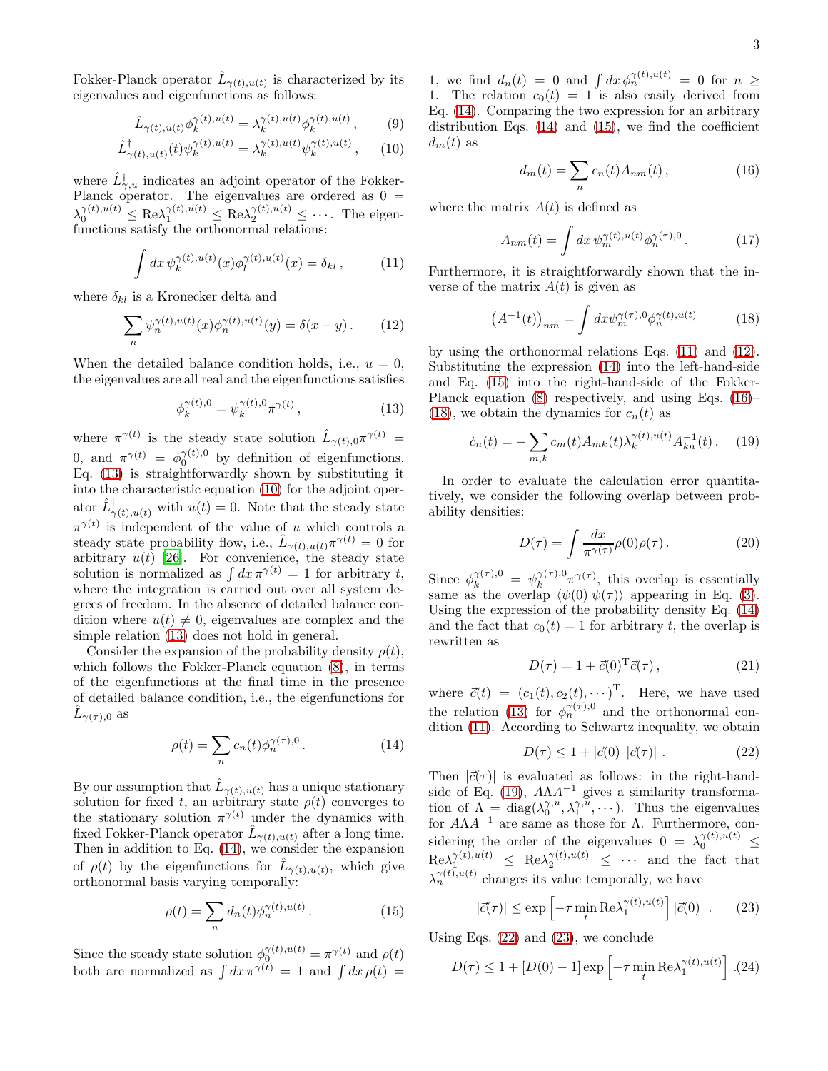Fokker-Planck operator $\hat{L}_{\gamma(t),u(t)}$ is characterized by its eigenvalues and eigenfunctions as follows:

$$\hat{L}_{\gamma(t),u(t)}\phi_k^{\gamma(t),u(t)} = \lambda_k^{\gamma(t),u(t)}\phi_k^{\gamma(t),u(t)}\,, \tag{9}$$

$$\hat{L}^{\dagger}_{\gamma(t),u(t)}(t)\psi_k^{\gamma(t),u(t)} = \lambda_k^{\gamma(t),u(t)}\psi_k^{\gamma(t),u(t)}\,, \tag{10}$$

where $\hat{L}^{\dagger}_{\gamma,u}$ indicates an adjoint operator of the Fokker-Planck operator. The eigenvalues are ordered as $0 = \lambda_0^{\gamma(t),u(t)} \le \mathrm{Re}\lambda_1^{\gamma(t),u(t)} \le \mathrm{Re}\lambda_2^{\gamma(t),u(t)} \le \cdots$. The eigenfunctions satisfy the orthonormal relations:

$$\int dx\, \psi_k^{\gamma(t),u(t)}(x)\phi_l^{\gamma(t),u(t)}(x) = \delta_{kl}\,, \tag{11}$$

where $\delta_{kl}$ is a Kronecker delta and

$$\sum_n \psi_n^{\gamma(t),u(t)}(x)\phi_n^{\gamma(t),u(t)}(y) = \delta(x-y)\,. \tag{12}$$

When the detailed balance condition holds, i.e., $u = 0$, the eigenvalues are all real and the eigenfunctions satisfies

$$\phi_k^{\gamma(t),0} = \psi_k^{\gamma(t),0}\pi^{\gamma(t)}\,, \tag{13}$$

where $\pi^{\gamma(t)}$ is the steady state solution $\hat{L}_{\gamma(t),0}\pi^{\gamma(t)} = 0$, and $\pi^{\gamma(t)} = \phi_0^{\gamma(t),0}$ by definition of eigenfunctions. Eq. (13) is straightforwardly shown by substituting it into the characteristic equation (10) for the adjoint operator $\hat{L}^{\dagger}_{\gamma(t),u(t)}$ with $u(t) = 0$. Note that the steady state $\pi^{\gamma(t)}$ is independent of the value of $u$ which controls a steady state probability flow, i.e., $\hat{L}_{\gamma(t),u(t)}\pi^{\gamma(t)} = 0$ for arbitrary $u(t)$ [26]. For convenience, the steady state solution is normalized as $\int dx\,\pi^{\gamma(t)} = 1$ for arbitrary $t$, where the integration is carried out over all system degrees of freedom. In the absence of detailed balance condition where $u(t) \neq 0$, eigenvalues are complex and the simple relation (13) does not hold in general.

Consider the expansion of the probability density $\rho(t)$, which follows the Fokker-Planck equation (8), in terms of the eigenfunctions at the final time in the presence of detailed balance condition, i.e., the eigenfunctions for $\hat{L}_{\gamma(\tau),0}$ as

$$\rho(t) = \sum_n c_n(t)\phi_n^{\gamma(\tau),0}\,. \tag{14}$$

By our assumption that $\hat{L}_{\gamma(t),u(t)}$ has a unique stationary solution for fixed $t$, an arbitrary state $\rho(t)$ converges to the stationary solution $\pi^{\gamma(t)}$ under the dynamics with fixed Fokker-Planck operator $\hat{L}_{\gamma(t),u(t)}$ after a long time. Then in addition to Eq. (14), we consider the expansion of $\rho(t)$ by the eigenfunctions for $\hat{L}_{\gamma(t),u(t)}$, which give orthonormal basis varying temporally:

$$\rho(t) = \sum_n d_n(t)\phi_n^{\gamma(t),u(t)}\,. \tag{15}$$

Since the steady state solution $\phi_0^{\gamma(t),u(t)} = \pi^{\gamma(t)}$ and $\rho(t)$ both are normalized as $\int dx\,\pi^{\gamma(t)} = 1$ and $\int dx\,\rho(t) = 1$, we find $d_n(t) = 0$ and $\int dx\,\phi_n^{\gamma(t),u(t)} = 0$ for $n \ge 1$. The relation $c_0(t) = 1$ is also easily derived from Eq. (14). Comparing the two expression for an arbitrary distribution Eqs. (14) and (15), we find the coefficient $d_m(t)$ as

$$d_m(t) = \sum_n c_n(t)A_{nm}(t)\,, \tag{16}$$

where the matrix $A(t)$ is defined as

$$A_{nm}(t) = \int dx\, \psi_m^{\gamma(t),u(t)}\phi_n^{\gamma(\tau),0}\,. \tag{17}$$

Furthermore, it is straightforwardly shown that the inverse of the matrix $A(t)$ is given as

$$\left(A^{-1}(t)\right)_{nm} = \int dx \psi_m^{\gamma(\tau),0}\phi_n^{\gamma(t),u(t)} \tag{18}$$

by using the orthonormal relations Eqs. (11) and (12). Substituting the expression (14) into the left-hand-side and Eq. (15) into the right-hand-side of the Fokker-Planck equation (8) respectively, and using Eqs. (16)–(18), we obtain the dynamics for $c_n(t)$ as

$$\dot{c}_n(t) = -\sum_{m,k} c_m(t)A_{mk}(t)\lambda_k^{\gamma(t),u(t)}A^{-1}_{kn}(t)\,. \tag{19}$$

In order to evaluate the calculation error quantitatively, we consider the following overlap between probability densities:

$$D(\tau) = \int \frac{dx}{\pi^{\gamma(\tau)}}\rho(0)\rho(\tau)\,. \tag{20}$$

Since $\phi_k^{\gamma(\tau),0} = \psi_k^{\gamma(\tau),0}\pi^{\gamma(\tau)}$, this overlap is essentially same as the overlap $\langle\psi(0)|\psi(\tau)\rangle$ appearing in Eq. (3). Using the expression of the probability density Eq. (14) and the fact that $c_0(t) = 1$ for arbitrary $t$, the overlap is rewritten as

$$D(\tau) = 1 + \vec{c}(0)^{\mathrm{T}}\vec{c}(\tau)\,, \tag{21}$$

where $\vec{c}(t) = (c_1(t), c_2(t), \cdots)^{\mathrm{T}}$. Here, we have used the relation (13) for $\phi_n^{\gamma(\tau),0}$ and the orthonormal condition (11). According to Schwartz inequality, we obtain

$$D(\tau) \le 1 + |\vec{c}(0)|\,|\vec{c}(\tau)|\;. \tag{22}$$

Then $|\vec{c}(\tau)|$ is evaluated as follows: in the right-hand-side of Eq. (19), $A\Lambda A^{-1}$ gives a similarity transformation of $\Lambda = \mathrm{diag}(\lambda_0^{\gamma,u}, \lambda_1^{\gamma,u}, \cdots)$. Thus the eigenvalues for $A\Lambda A^{-1}$ are same as those for $\Lambda$. Furthermore, considering the order of the eigenvalues $0 = \lambda_0^{\gamma(t),u(t)} \le \mathrm{Re}\lambda_1^{\gamma(t),u(t)} \le \mathrm{Re}\lambda_2^{\gamma(t),u(t)} \le \cdots$ and the fact that $\lambda_n^{\gamma(t),u(t)}$ changes its value temporally, we have

$$|\vec{c}(\tau)| \le \exp\left[-\tau \min_t \mathrm{Re}\lambda_1^{\gamma(t),u(t)}\right]|\vec{c}(0)|\;. \tag{23}$$

Using Eqs. (22) and (23), we conclude

$$D(\tau) \le 1 + [D(0) - 1]\exp\left[-\tau \min_t \mathrm{Re}\lambda_1^{\gamma(t),u(t)}\right]. \tag{24}$$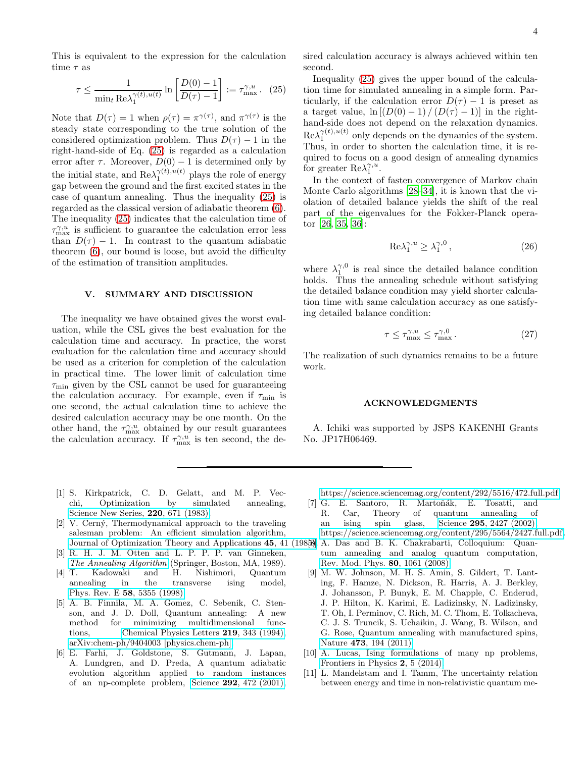This is equivalent to the expression for the calculation time $\tau$ as

$$\tau \leq \frac{1}{\min_t \mathrm{Re}\lambda_1^{\gamma(t),u(t)}} \ln\left[\frac{D(0)-1}{D(\tau)-1}\right] := \tau_{\max}^{\gamma,u}. \quad (25)$$

Note that $D(\tau) = 1$ when $\rho(\tau) = \pi^{\gamma(\tau)}$, and $\pi^{\gamma(\tau)}$ is the steady state corresponding to the true solution of the considered optimization problem. Thus $D(\tau) - 1$ in the right-hand-side of Eq. (25) is regarded as a calculation error after $\tau$. Moreover, $D(0) - 1$ is determined only by the initial state, and $\mathrm{Re}\lambda_1^{\gamma(t),u(t)}$ plays the role of energy gap between the ground and the first excited states in the case of quantum annealing. Thus the inequality (25) is regarded as the classical version of adiabatic theorem (6). The inequality (25) indicates that the calculation time of $\tau_{\max}^{\gamma,u}$ is sufficient to guarantee the calculation error less than $D(\tau) - 1$. In contrast to the quantum adiabatic theorem (6), our bound is loose, but avoid the difficulty of the estimation of transition amplitudes.

## V. SUMMARY AND DISCUSSION

The inequality we have obtained gives the worst evaluation, while the CSL gives the best evaluation for the calculation time and accuracy. In practice, the worst evaluation for the calculation time and accuracy should be used as a criterion for completion of the calculation in practical time. The lower limit of calculation time $\tau_{\min}$ given by the CSL cannot be used for guaranteeing the calculation accuracy. For example, even if $\tau_{\min}$ is one second, the actual calculation time to achieve the desired calculation accuracy may be one month. On the other hand, the $\tau_{\max}^{\gamma,u}$ obtained by our result guarantees the calculation accuracy. If $\tau_{\max}^{\gamma,u}$ is ten second, the desired calculation accuracy is always achieved within ten second.

Inequality (25) gives the upper bound of the calculation time for simulated annealing in a simple form. Particularly, if the calculation error $D(\tau) - 1$ is preset as a target value, $\ln\left[(D(0)-1)/(D(\tau)-1)\right]$ in the right-hand-side does not depend on the relaxation dynamics. $\mathrm{Re}\lambda_1^{\gamma(t),u(t)}$ only depends on the dynamics of the system. Thus, in order to shorten the calculation time, it is required to focus on a good design of annealing dynamics for greater $\mathrm{Re}\lambda_1^{\gamma,u}$.

In the context of fasten convergence of Markov chain Monte Carlo algorithms [28–34], it is known that the violation of detailed balance yields the shift of the real part of the eigenvalues for the Fokker-Planck operator [26, 35, 36]:

$$\mathrm{Re}\lambda_1^{\gamma,u} \geq \lambda_1^{\gamma,0}, \quad (26)$$

where $\lambda_1^{\gamma,0}$ is real since the detailed balance condition holds. Thus the annealing schedule without satisfying the detailed balance condition may yield shorter calculation time with same calculation accuracy as one satisfying detailed balance condition:

$$\tau \leq \tau_{\max}^{\gamma,u} \leq \tau_{\max}^{\gamma,0}. \quad (27)$$

The realization of such dynamics remains to be a future work.

## ACKNOWLEDGMENTS

A. Ichiki was supported by JSPS KAKENHI Grants No. JP17H06469.

---

[1] S. Kirkpatrick, C. D. Gelatt, and M. P. Vecchi, Optimization by simulated annealing, Science New Series, **220**, 671 (1983).

[2] V. Černý, Thermodynamical approach to the traveling salesman problem: An efficient simulation algorithm, Journal of Optimization Theory and Applications **45**, 41 (1985).

[3] R. H. J. M. Otten and L. P. P. P. van Ginneken, *The Annealing Algorithm* (Springer, Boston, MA, 1989).

[4] T. Kadowaki and H. Nishimori, Quantum annealing in the transverse ising model, Phys. Rev. E **58**, 5355 (1998).

[5] A. B. Finnila, M. A. Gomez, C. Sebenik, C. Stenson, and J. D. Doll, Quantum annealing: A new method for minimizing multidimensional functions, Chemical Physics Letters **219**, 343 (1994), arXiv:chem-ph/9404003 [physics.chem-ph].

[6] E. Farhi, J. Goldstone, S. Gutmann, J. Lapan, A. Lundgren, and D. Preda, A quantum adiabatic evolution algorithm applied to random instances of an np-complete problem, Science **292**, 472 (2001), https://science.sciencemag.org/content/292/5516/472.full.pdf.

[7] G. E. Santoro, R. Martoňák, E. Tosatti, and R. Car, Theory of quantum annealing of an ising spin glass, Science **295**, 2427 (2002), https://science.sciencemag.org/content/295/5564/2427.full.pdf.

[8] A. Das and B. K. Chakrabarti, Colloquium: Quantum annealing and analog quantum computation, Rev. Mod. Phys. **80**, 1061 (2008).

[9] M. W. Johnson, M. H. S. Amin, S. Gildert, T. Lanting, F. Hamze, N. Dickson, R. Harris, A. J. Berkley, J. Johansson, P. Bunyk, E. M. Chapple, C. Enderud, J. P. Hilton, K. Karimi, E. Ladizinsky, N. Ladizinsky, T. Oh, I. Perminov, C. Rich, M. C. Thom, E. Tolkacheva, C. J. S. Truncik, S. Uchaikin, J. Wang, B. Wilson, and G. Rose, Quantum annealing with manufactured spins, Nature **473**, 194 (2011).

[10] A. Lucas, Ising formulations of many np problems, Frontiers in Physics **2**, 5 (2014).

[11] L. Mandelstam and I. Tamm, The uncertainty relation between energy and time in non-relativistic quantum me-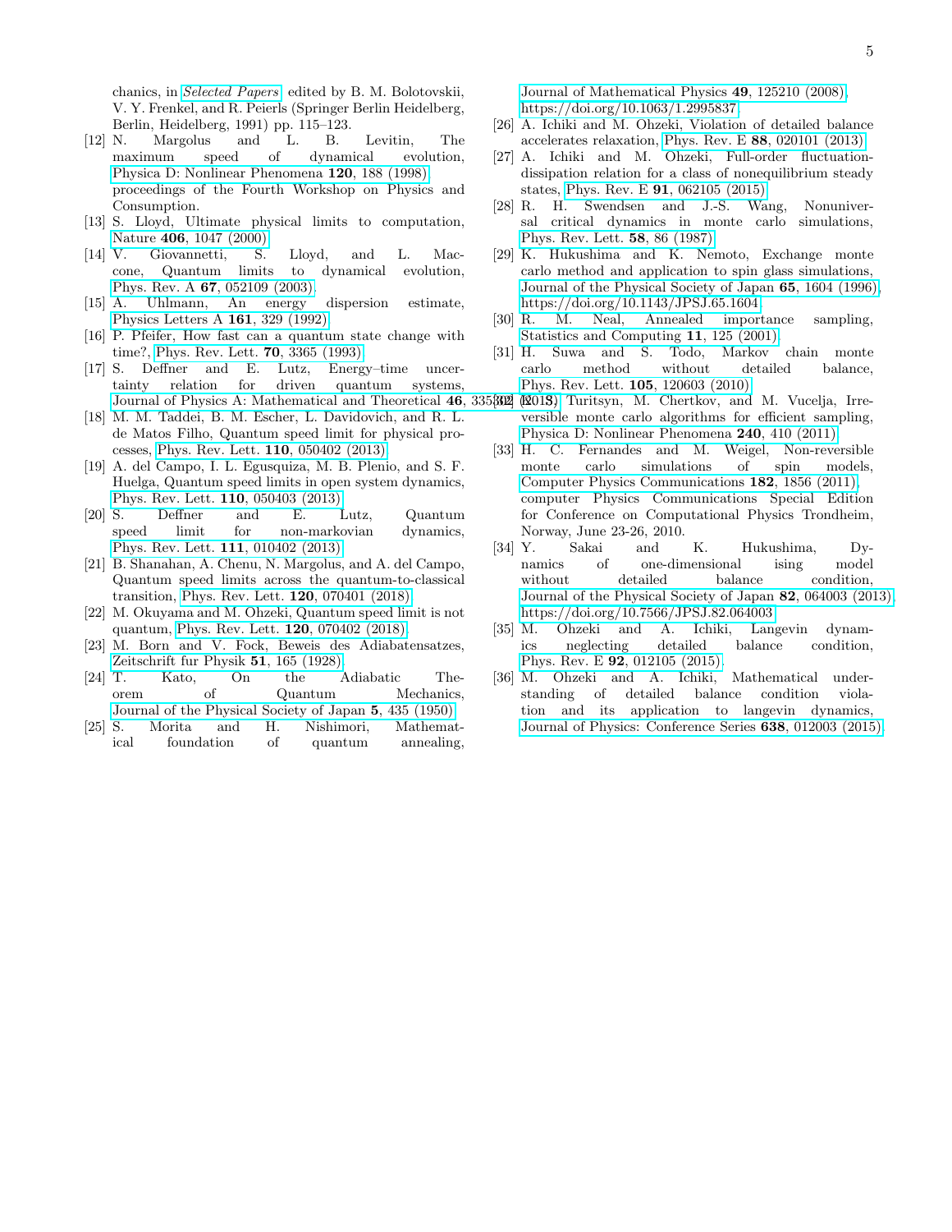chanics, in *Selected Papers*, edited by B. M. Bolotovskii, V. Y. Frenkel, and R. Peierls (Springer Berlin Heidelberg, Berlin, Heidelberg, 1991) pp. 115–123.

[12] N. Margolus and L. B. Levitin, The maximum speed of dynamical evolution, Physica D: Nonlinear Phenomena **120**, 188 (1998), proceedings of the Fourth Workshop on Physics and Consumption.

[13] S. Lloyd, Ultimate physical limits to computation, Nature **406**, 1047 (2000).

[14] V. Giovannetti, S. Lloyd, and L. Maccone, Quantum limits to dynamical evolution, Phys. Rev. A **67**, 052109 (2003).

[15] A. Uhlmann, An energy dispersion estimate, Physics Letters A **161**, 329 (1992).

[16] P. Pfeifer, How fast can a quantum state change with time?, Phys. Rev. Lett. **70**, 3365 (1993).

[17] S. Deffner and E. Lutz, Energy–time uncertainty relation for driven quantum systems, Journal of Physics A: Mathematical and Theoretical **46**, 335302 (2013).

[18] M. M. Taddei, B. M. Escher, L. Davidovich, and R. L. de Matos Filho, Quantum speed limit for physical processes, Phys. Rev. Lett. **110**, 050402 (2013).

[19] A. del Campo, I. L. Egusquiza, M. B. Plenio, and S. F. Huelga, Quantum speed limits in open system dynamics, Phys. Rev. Lett. **110**, 050403 (2013).

[20] S. Deffner and E. Lutz, Quantum speed limit for non-markovian dynamics, Phys. Rev. Lett. **111**, 010402 (2013).

[21] B. Shanahan, A. Chenu, N. Margolus, and A. del Campo, Quantum speed limits across the quantum-to-classical transition, Phys. Rev. Lett. **120**, 070401 (2018).

[22] M. Okuyama and M. Ohzeki, Quantum speed limit is not quantum, Phys. Rev. Lett. **120**, 070402 (2018).

[23] M. Born and V. Fock, Beweis des Adiabatensatzes, Zeitschrift fur Physik **51**, 165 (1928).

[24] T. Kato, On the Adiabatic Theorem of Quantum Mechanics, Journal of the Physical Society of Japan **5**, 435 (1950).

[25] S. Morita and H. Nishimori, Mathematical foundation of quantum annealing, Journal of Mathematical Physics **49**, 125210 (2008), https://doi.org/10.1063/1.2995837.

[26] A. Ichiki and M. Ohzeki, Violation of detailed balance accelerates relaxation, Phys. Rev. E **88**, 020101 (2013).

[27] A. Ichiki and M. Ohzeki, Full-order fluctuation-dissipation relation for a class of nonequilibrium steady states, Phys. Rev. E **91**, 062105 (2015).

[28] R. H. Swendsen and J.-S. Wang, Nonuniversal critical dynamics in monte carlo simulations, Phys. Rev. Lett. **58**, 86 (1987).

[29] K. Hukushima and K. Nemoto, Exchange monte carlo method and application to spin glass simulations, Journal of the Physical Society of Japan **65**, 1604 (1996), https://doi.org/10.1143/JPSJ.65.1604.

[30] R. M. Neal, Annealed importance sampling, Statistics and Computing **11**, 125 (2001).

[31] H. Suwa and S. Todo, Markov chain monte carlo method without detailed balance, Phys. Rev. Lett. **105**, 120603 (2010).

[32] K. Turitsyn, M. Chertkov, and M. Vucelja, Irreversible monte carlo algorithms for efficient sampling, Physica D: Nonlinear Phenomena **240**, 410 (2011).

[33] H. C. Fernandes and M. Weigel, Non-reversible monte carlo simulations of spin models, Computer Physics Communications **182**, 1856 (2011), computer Physics Communications Special Edition for Conference on Computational Physics Trondheim, Norway, June 23-26, 2010.

[34] Y. Sakai and K. Hukushima, Dynamics of one-dimensional ising model without detailed balance condition, Journal of the Physical Society of Japan **82**, 064003 (2013), https://doi.org/10.7566/JPSJ.82.064003.

[35] M. Ohzeki and A. Ichiki, Langevin dynamics neglecting detailed balance condition, Phys. Rev. E **92**, 012105 (2015).

[36] M. Ohzeki and A. Ichiki, Mathematical understanding of detailed balance condition violation and its application to langevin dynamics, Journal of Physics: Conference Series **638**, 012003 (2015).